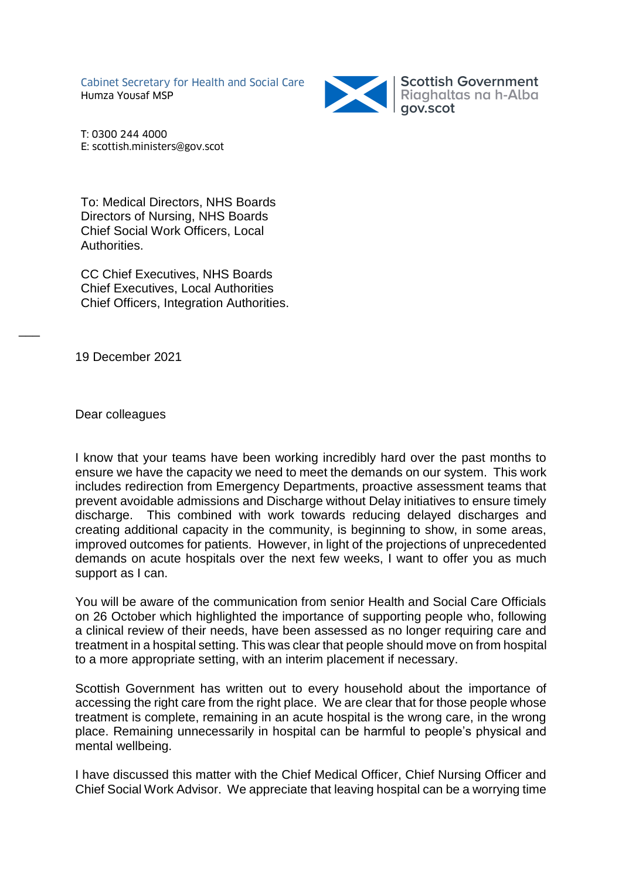Cabinet Secretary for Health and Social Care
Humza Yousaf MSP

Scottish Government
Riaghaltas na h-Alba
gov.scot

T: 0300 244 4000
E: scottish.ministers@gov.scot

To: Medical Directors, NHS Boards
Directors of Nursing, NHS Boards
Chief Social Work Officers, Local Authorities.

CC Chief Executives, NHS Boards
Chief Executives, Local Authorities
Chief Officers, Integration Authorities.

19 December 2021

Dear colleagues

I know that your teams have been working incredibly hard over the past months to ensure we have the capacity we need to meet the demands on our system. This work includes redirection from Emergency Departments, proactive assessment teams that prevent avoidable admissions and Discharge without Delay initiatives to ensure timely discharge. This combined with work towards reducing delayed discharges and creating additional capacity in the community, is beginning to show, in some areas, improved outcomes for patients. However, in light of the projections of unprecedented demands on acute hospitals over the next few weeks, I want to offer you as much support as I can.

You will be aware of the communication from senior Health and Social Care Officials on 26 October which highlighted the importance of supporting people who, following a clinical review of their needs, have been assessed as no longer requiring care and treatment in a hospital setting. This was clear that people should move on from hospital to a more appropriate setting, with an interim placement if necessary.

Scottish Government has written out to every household about the importance of accessing the right care from the right place. We are clear that for those people whose treatment is complete, remaining in an acute hospital is the wrong care, in the wrong place. Remaining unnecessarily in hospital can be harmful to people's physical and mental wellbeing.

I have discussed this matter with the Chief Medical Officer, Chief Nursing Officer and Chief Social Work Advisor. We appreciate that leaving hospital can be a worrying time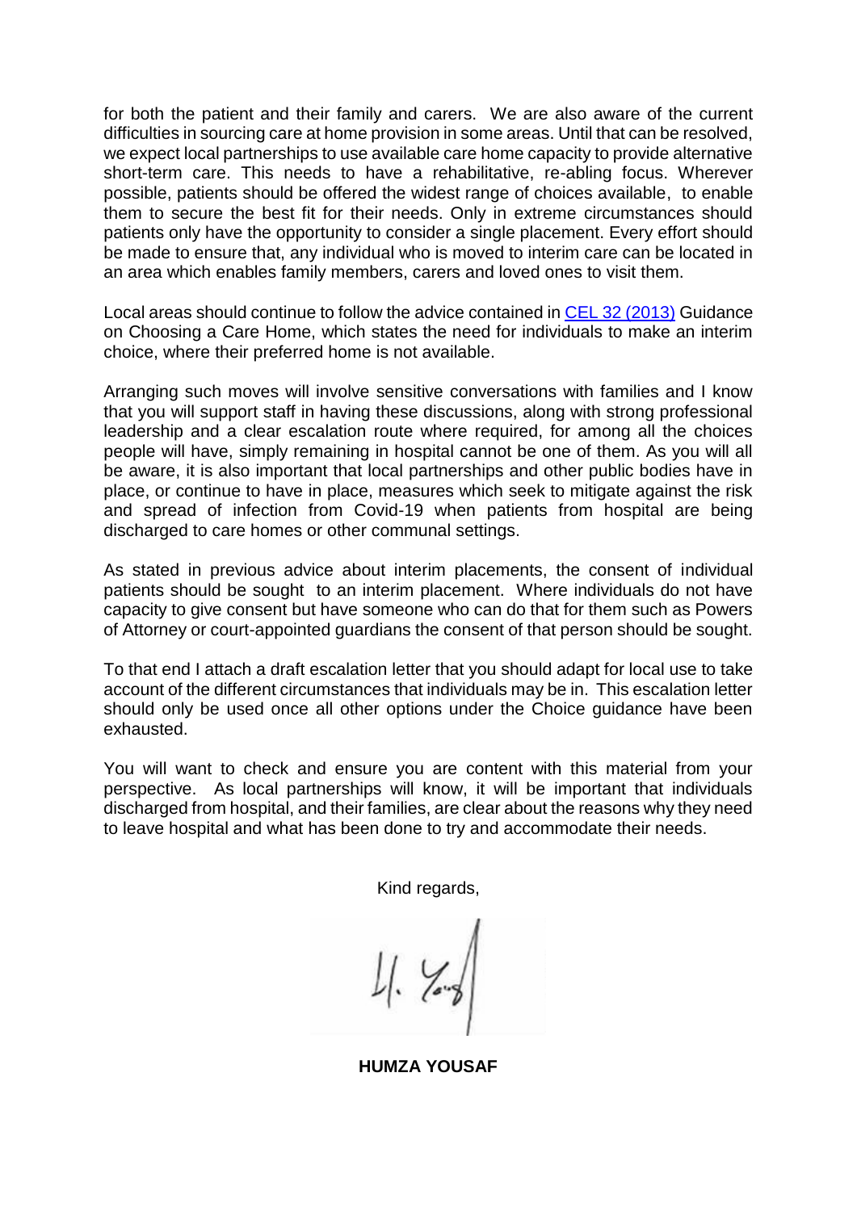for both the patient and their family and carers. We are also aware of the current difficulties in sourcing care at home provision in some areas. Until that can be resolved, we expect local partnerships to use available care home capacity to provide alternative short-term care. This needs to have a rehabilitative, re-abling focus. Wherever possible, patients should be offered the widest range of choices available, to enable them to secure the best fit for their needs. Only in extreme circumstances should patients only have the opportunity to consider a single placement. Every effort should be made to ensure that, any individual who is moved to interim care can be located in an area which enables family members, carers and loved ones to visit them.

Local areas should continue to follow the advice contained in [CEL 32 (2013)] Guidance on Choosing a Care Home, which states the need for individuals to make an interim choice, where their preferred home is not available.

Arranging such moves will involve sensitive conversations with families and I know that you will support staff in having these discussions, along with strong professional leadership and a clear escalation route where required, for among all the choices people will have, simply remaining in hospital cannot be one of them. As you will all be aware, it is also important that local partnerships and other public bodies have in place, or continue to have in place, measures which seek to mitigate against the risk and spread of infection from Covid-19 when patients from hospital are being discharged to care homes or other communal settings.

As stated in previous advice about interim placements, the consent of individual patients should be sought to an interim placement. Where individuals do not have capacity to give consent but have someone who can do that for them such as Powers of Attorney or court-appointed guardians the consent of that person should be sought.

To that end I attach a draft escalation letter that you should adapt for local use to take account of the different circumstances that individuals may be in. This escalation letter should only be used once all other options under the Choice guidance have been exhausted.

You will want to check and ensure you are content with this material from your perspective. As local partnerships will know, it will be important that individuals discharged from hospital, and their families, are clear about the reasons why they need to leave hospital and what has been done to try and accommodate their needs.

Kind regards,

**HUMZA YOUSAF**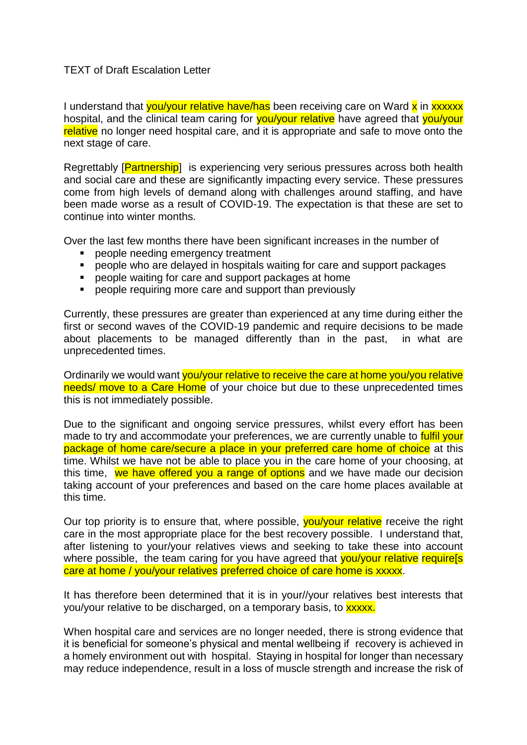TEXT of Draft Escalation Letter

I understand that you/your relative have/has been receiving care on Ward x in xxxxxx hospital, and the clinical team caring for you/your relative have agreed that you/your relative no longer need hospital care, and it is appropriate and safe to move onto the next stage of care.

Regrettably [Partnership] is experiencing very serious pressures across both health and social care and these are significantly impacting every service. These pressures come from high levels of demand along with challenges around staffing, and have been made worse as a result of COVID-19. The expectation is that these are set to continue into winter months.

Over the last few months there have been significant increases in the number of

- people needing emergency treatment
- people who are delayed in hospitals waiting for care and support packages
- people waiting for care and support packages at home
- people requiring more care and support than previously

Currently, these pressures are greater than experienced at any time during either the first or second waves of the COVID-19 pandemic and require decisions to be made about placements to be managed differently than in the past, in what are unprecedented times.

Ordinarily we would want you/your relative to receive the care at home you/you relative needs/ move to a Care Home of your choice but due to these unprecedented times this is not immediately possible.

Due to the significant and ongoing service pressures, whilst every effort has been made to try and accommodate your preferences, we are currently unable to fulfil your package of home care/secure a place in your preferred care home of choice at this time. Whilst we have not be able to place you in the care home of your choosing, at this time, we have offered you a range of options and we have made our decision taking account of your preferences and based on the care home places available at this time.

Our top priority is to ensure that, where possible, you/your relative receive the right care in the most appropriate place for the best recovery possible. I understand that, after listening to your/your relatives views and seeking to take these into account where possible, the team caring for you have agreed that you/your relative require[s care at home / you/your relatives preferred choice of care home is xxxxx.

It has therefore been determined that it is in your//your relatives best interests that you/your relative to be discharged, on a temporary basis, to xxxxx.

When hospital care and services are no longer needed, there is strong evidence that it is beneficial for someone's physical and mental wellbeing if recovery is achieved in a homely environment out with hospital. Staying in hospital for longer than necessary may reduce independence, result in a loss of muscle strength and increase the risk of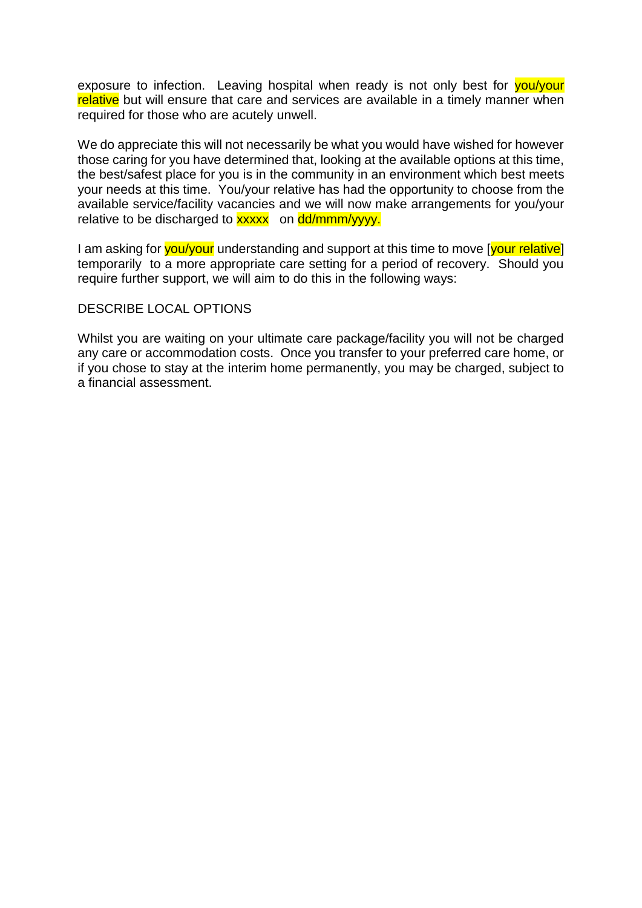exposure to infection. Leaving hospital when ready is not only best for you/your relative but will ensure that care and services are available in a timely manner when required for those who are acutely unwell.

We do appreciate this will not necessarily be what you would have wished for however those caring for you have determined that, looking at the available options at this time, the best/safest place for you is in the community in an environment which best meets your needs at this time. You/your relative has had the opportunity to choose from the available service/facility vacancies and we will now make arrangements for you/your relative to be discharged to xxxxx on dd/mmm/yyyy.

I am asking for you/your understanding and support at this time to move [your relative] temporarily to a more appropriate care setting for a period of recovery. Should you require further support, we will aim to do this in the following ways:

DESCRIBE LOCAL OPTIONS

Whilst you are waiting on your ultimate care package/facility you will not be charged any care or accommodation costs. Once you transfer to your preferred care home, or if you chose to stay at the interim home permanently, you may be charged, subject to a financial assessment.